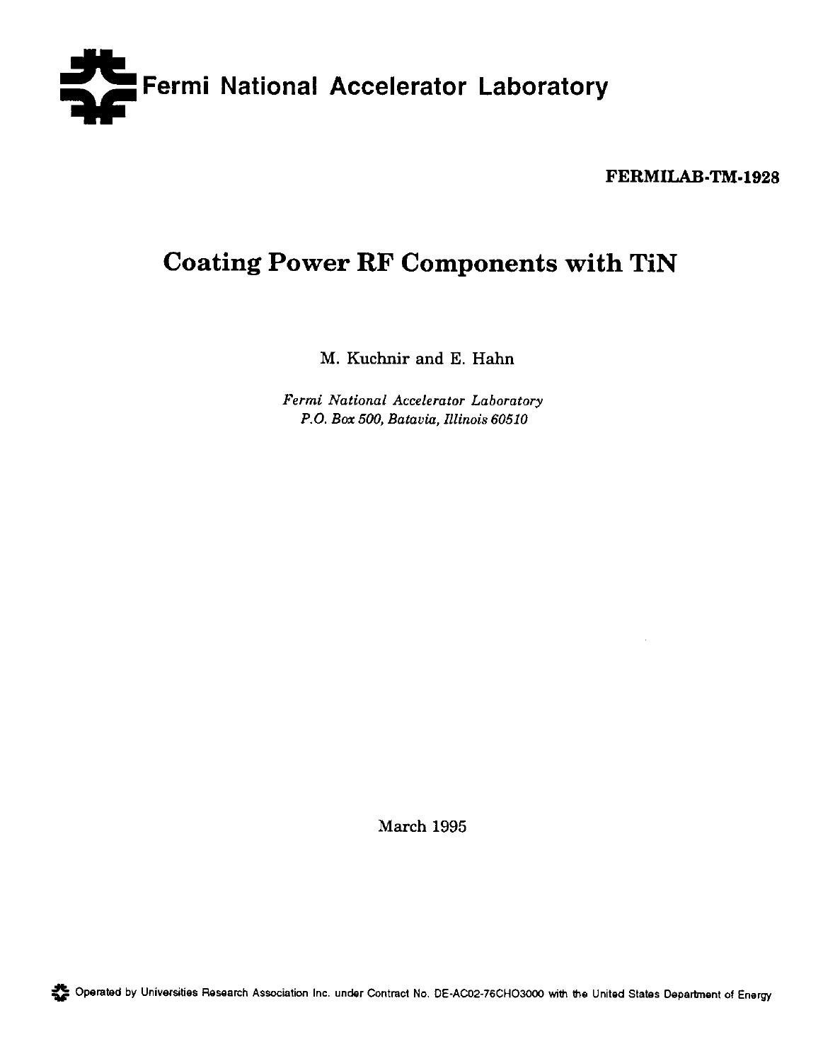Fermi National Accelerator Laboratory

**FERMILAB-TM-1928**

# Coating Power RF Components with TiN

M. Kuchnir and E. Hahn

*Fermi National Accelerator Laboratory*
*P.O. Box 500, Batavia, Illinois 60510*

March 1995

Operated by Universities Research Association Inc. under Contract No. DE-AC02-76CHO3000 with the United States Department of Energy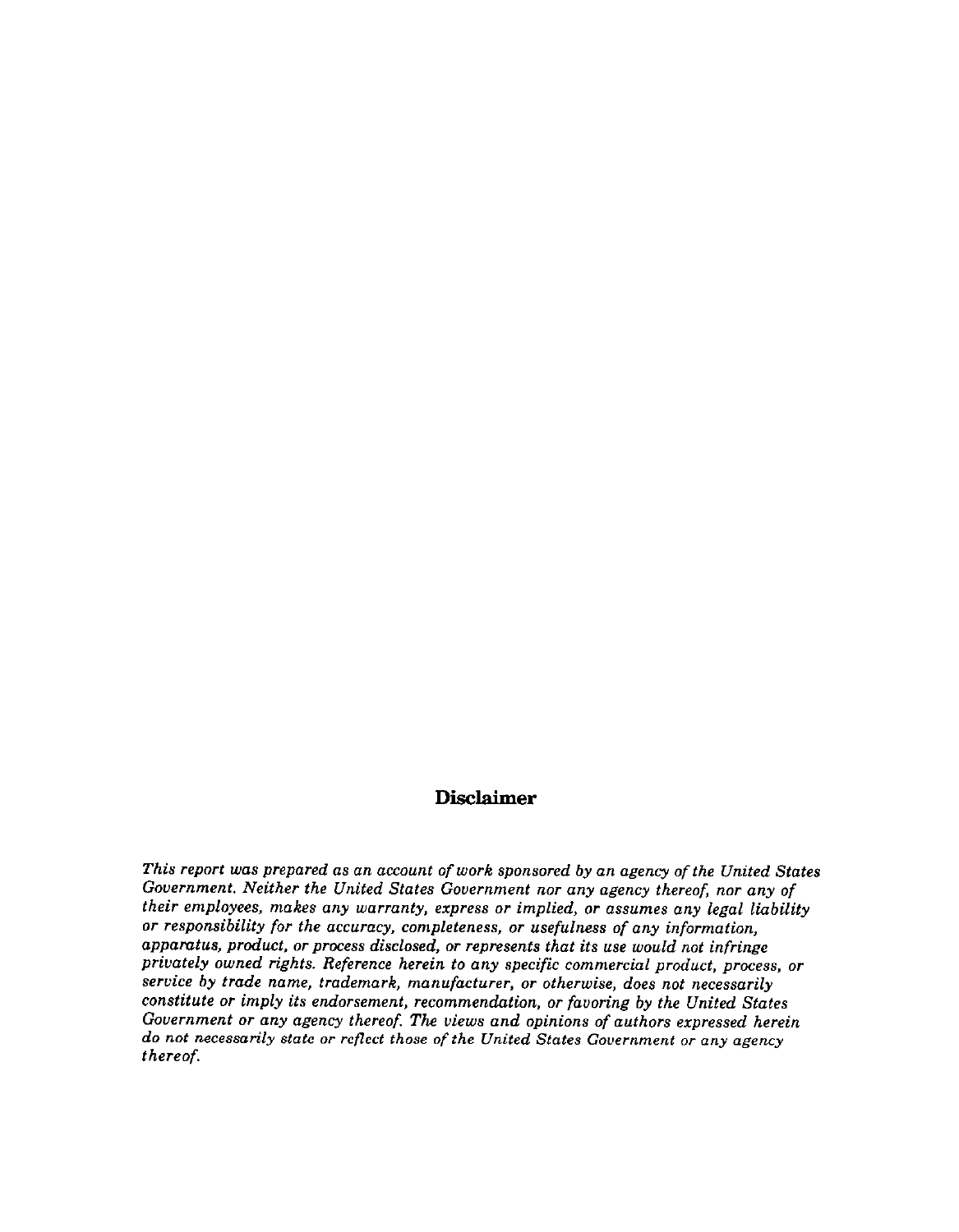## Disclaimer

*This report was prepared as an account of work sponsored by an agency of the United States Government. Neither the United States Government nor any agency thereof, nor any of their employees, makes any warranty, express or implied, or assumes any legal liability or responsibility for the accuracy, completeness, or usefulness of any information, apparatus, product, or process disclosed, or represents that its use would not infringe privately owned rights. Reference herein to any specific commercial product, process, or service by trade name, trademark, manufacturer, or otherwise, does not necessarily constitute or imply its endorsement, recommendation, or favoring by the United States Government or any agency thereof. The views and opinions of authors expressed herein do not necessarily state or reflect those of the United States Government or any agency thereof.*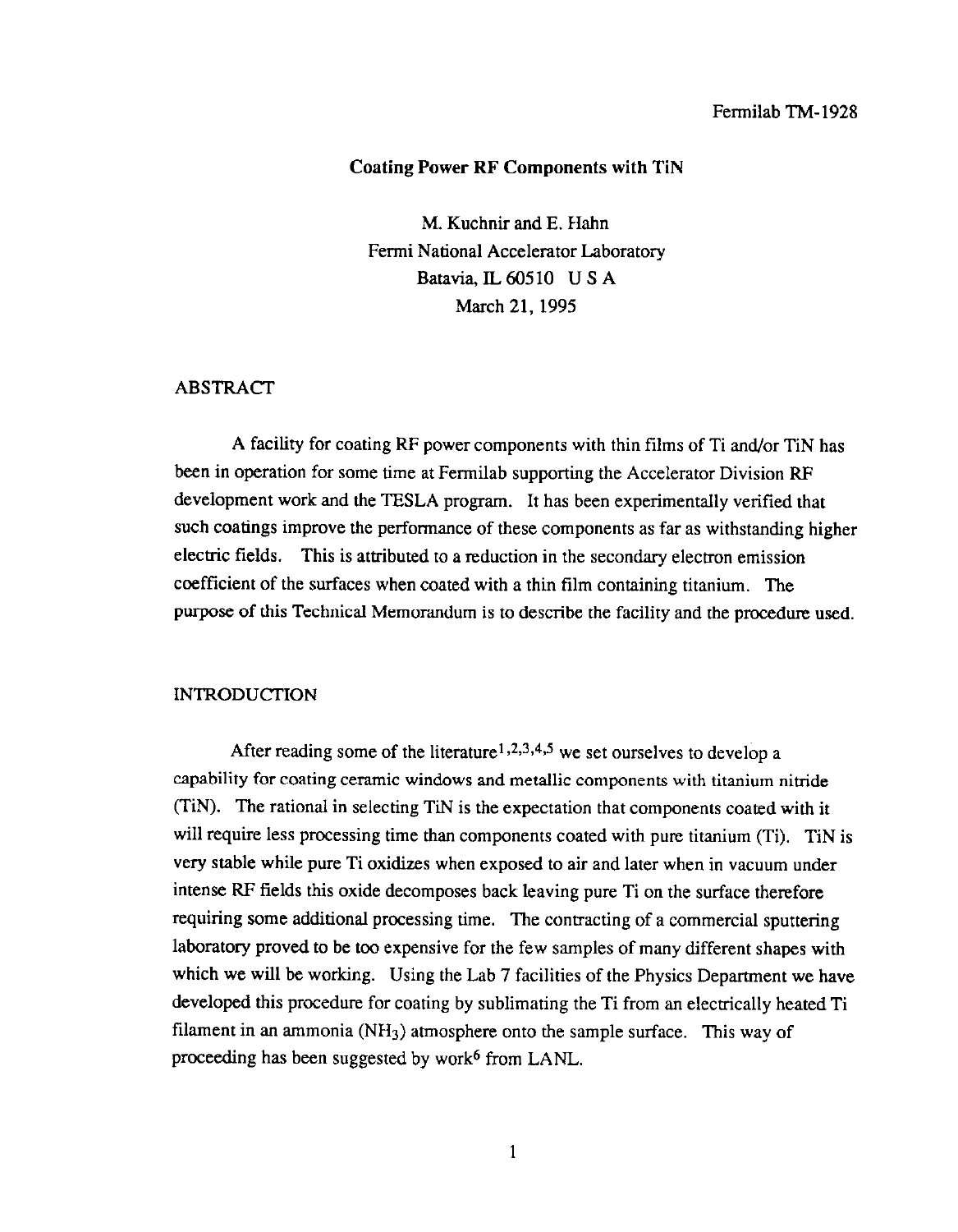Fermilab TM-1928

# Coating Power RF Components with TiN

M. Kuchnir and E. Hahn
Fermi National Accelerator Laboratory
Batavia, IL 60510 U S A
March 21, 1995

## ABSTRACT

A facility for coating RF power components with thin films of Ti and/or TiN has been in operation for some time at Fermilab supporting the Accelerator Division RF development work and the TESLA program. It has been experimentally verified that such coatings improve the performance of these components as far as withstanding higher electric fields. This is attributed to a reduction in the secondary electron emission coefficient of the surfaces when coated with a thin film containing titanium. The purpose of this Technical Memorandum is to describe the facility and the procedure used.

## INTRODUCTION

After reading some of the literature[1,2,3,4,5] we set ourselves to develop a capability for coating ceramic windows and metallic components with titanium nitride (TiN). The rational in selecting TiN is the expectation that components coated with it will require less processing time than components coated with pure titanium (Ti). TiN is very stable while pure Ti oxidizes when exposed to air and later when in vacuum under intense RF fields this oxide decomposes back leaving pure Ti on the surface therefore requiring some additional processing time. The contracting of a commercial sputtering laboratory proved to be too expensive for the few samples of many different shapes with which we will be working. Using the Lab 7 facilities of the Physics Department we have developed this procedure for coating by sublimating the Ti from an electrically heated Ti filament in an ammonia ($NH_3$) atmosphere onto the sample surface. This way of proceeding has been suggested by work[6] from LANL.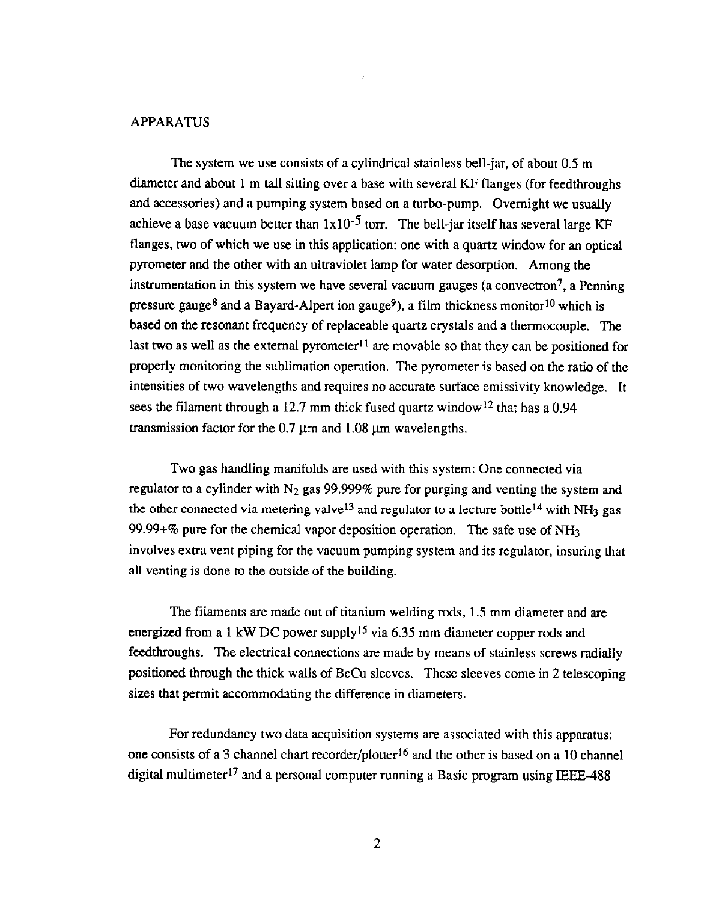## APPARATUS

The system we use consists of a cylindrical stainless bell-jar, of about 0.5 m diameter and about 1 m tall sitting over a base with several KF flanges (for feedthroughs and accessories) and a pumping system based on a turbo-pump. Overnight we usually achieve a base vacuum better than $1 \times 10^{-5}$ torr. The bell-jar itself has several large KF flanges, two of which we use in this application: one with a quartz window for an optical pyrometer and the other with an ultraviolet lamp for water desorption. Among the instrumentation in this system we have several vacuum gauges (a convectron[7], a Penning pressure gauge[8] and a Bayard-Alpert ion gauge[9]), a film thickness monitor[10] which is based on the resonant frequency of replaceable quartz crystals and a thermocouple. The last two as well as the external pyrometer[11] are movable so that they can be positioned for properly monitoring the sublimation operation. The pyrometer is based on the ratio of the intensities of two wavelengths and requires no accurate surface emissivity knowledge. It sees the filament through a 12.7 mm thick fused quartz window[12] that has a 0.94 transmission factor for the 0.7 μm and 1.08 μm wavelengths.

Two gas handling manifolds are used with this system: One connected via regulator to a cylinder with $N_2$ gas 99.999% pure for purging and venting the system and the other connected via metering valve[13] and regulator to a lecture bottle[14] with $NH_3$ gas 99.99+% pure for the chemical vapor deposition operation. The safe use of $NH_3$ involves extra vent piping for the vacuum pumping system and its regulator, insuring that all venting is done to the outside of the building.

The filaments are made out of titanium welding rods, 1.5 mm diameter and are energized from a 1 kW DC power supply[15] via 6.35 mm diameter copper rods and feedthroughs. The electrical connections are made by means of stainless screws radially positioned through the thick walls of BeCu sleeves. These sleeves come in 2 telescoping sizes that permit accommodating the difference in diameters.

For redundancy two data acquisition systems are associated with this apparatus: one consists of a 3 channel chart recorder/plotter[16] and the other is based on a 10 channel digital multimeter[17] and a personal computer running a Basic program using IEEE-488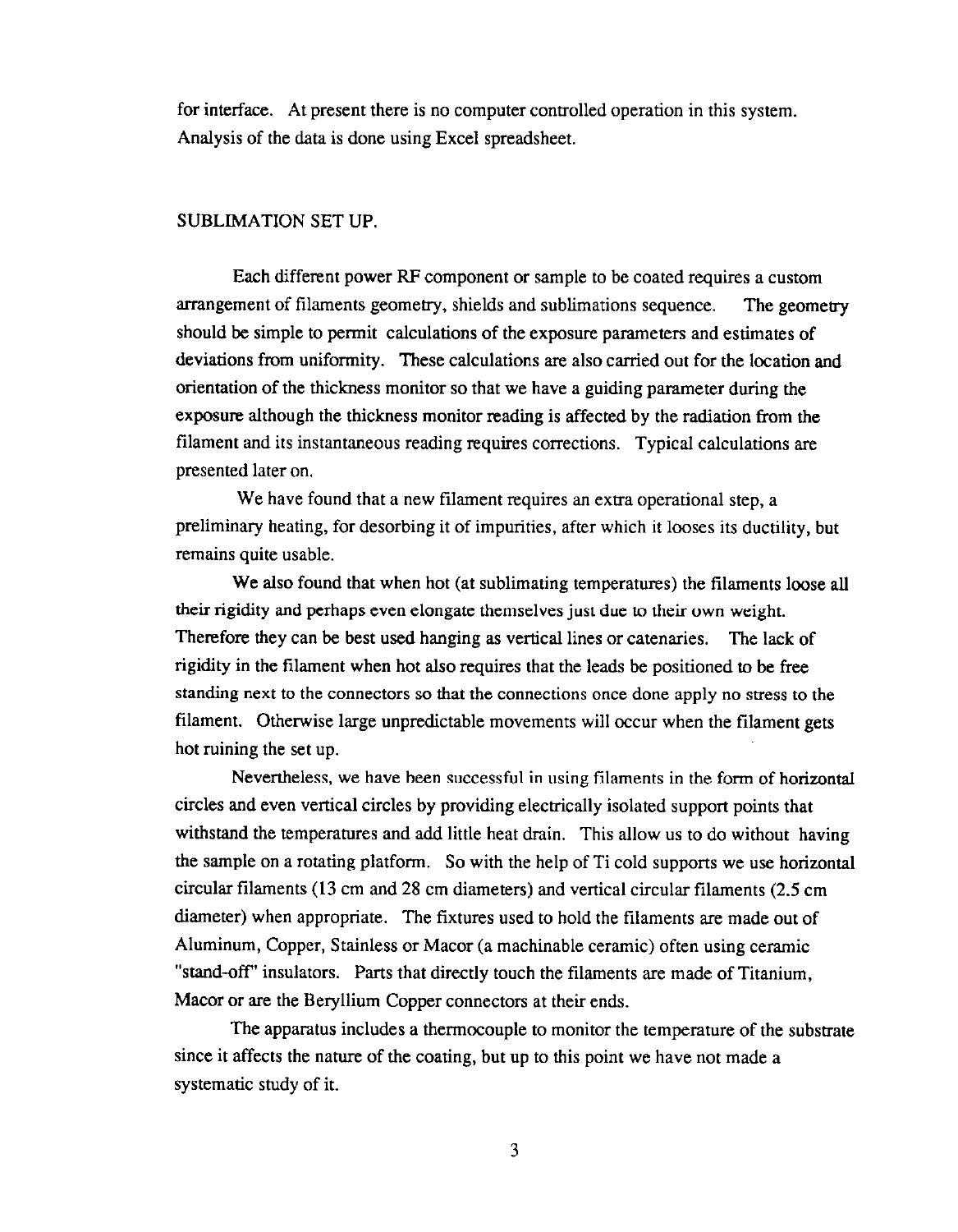for interface. At present there is no computer controlled operation in this system. Analysis of the data is done using Excel spreadsheet.

## SUBLIMATION SET UP.

Each different power RF component or sample to be coated requires a custom arrangement of filaments geometry, shields and sublimations sequence. The geometry should be simple to permit calculations of the exposure parameters and estimates of deviations from uniformity. These calculations are also carried out for the location and orientation of the thickness monitor so that we have a guiding parameter during the exposure although the thickness monitor reading is affected by the radiation from the filament and its instantaneous reading requires corrections. Typical calculations are presented later on.

We have found that a new filament requires an extra operational step, a preliminary heating, for desorbing it of impurities, after which it looses its ductility, but remains quite usable.

We also found that when hot (at sublimating temperatures) the filaments loose all their rigidity and perhaps even elongate themselves just due to their own weight. Therefore they can be best used hanging as vertical lines or catenaries. The lack of rigidity in the filament when hot also requires that the leads be positioned to be free standing next to the connectors so that the connections once done apply no stress to the filament. Otherwise large unpredictable movements will occur when the filament gets hot ruining the set up.

Nevertheless, we have been successful in using filaments in the form of horizontal circles and even vertical circles by providing electrically isolated support points that withstand the temperatures and add little heat drain. This allow us to do without having the sample on a rotating platform. So with the help of Ti cold supports we use horizontal circular filaments (13 cm and 28 cm diameters) and vertical circular filaments (2.5 cm diameter) when appropriate. The fixtures used to hold the filaments are made out of Aluminum, Copper, Stainless or Macor (a machinable ceramic) often using ceramic "stand-off" insulators. Parts that directly touch the filaments are made of Titanium, Macor or are the Beryllium Copper connectors at their ends.

The apparatus includes a thermocouple to monitor the temperature of the substrate since it affects the nature of the coating, but up to this point we have not made a systematic study of it.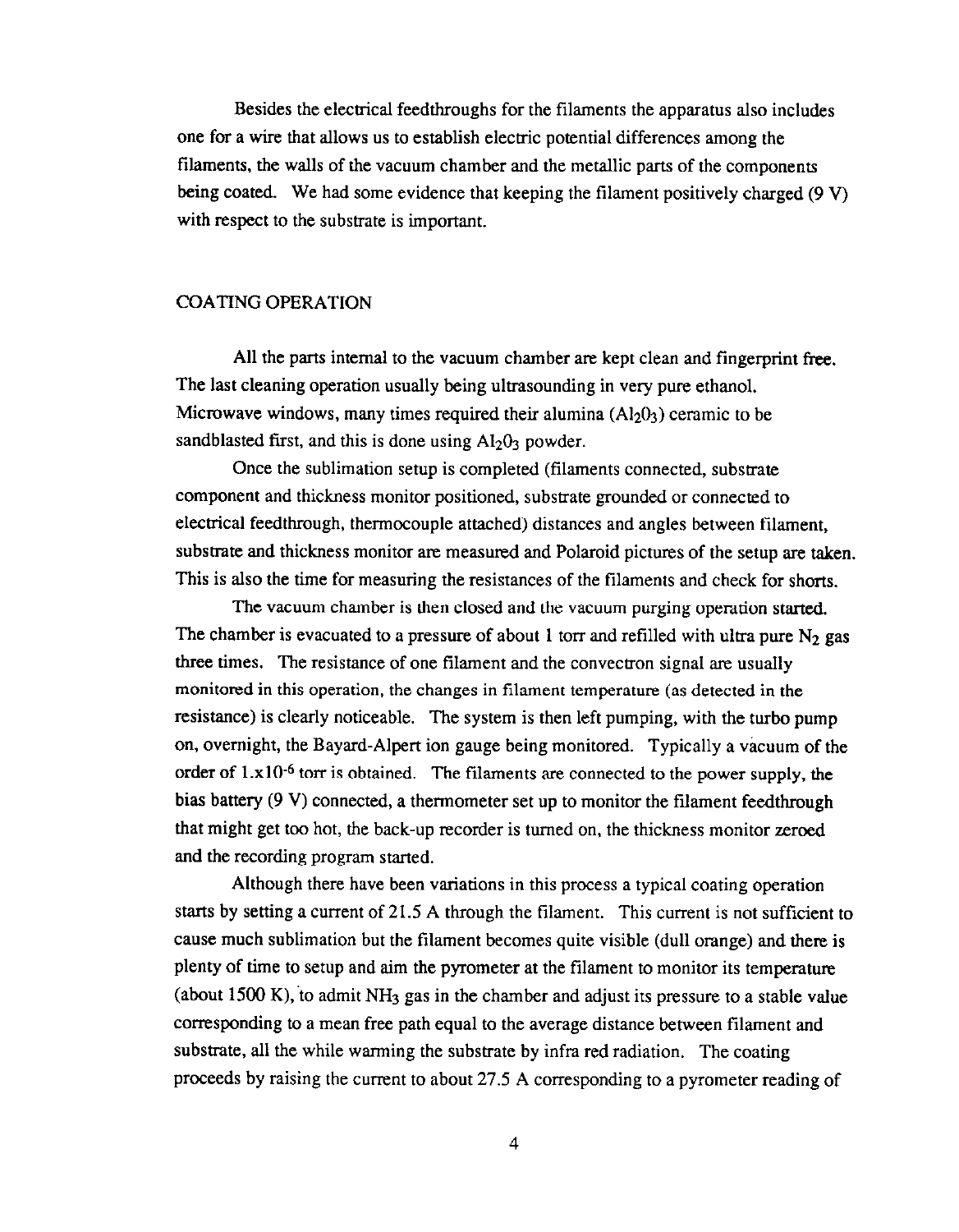Besides the electrical feedthroughs for the filaments the apparatus also includes one for a wire that allows us to establish electric potential differences among the filaments, the walls of the vacuum chamber and the metallic parts of the components being coated. We had some evidence that keeping the filament positively charged (9 V) with respect to the substrate is important.

## COATING OPERATION

All the parts internal to the vacuum chamber are kept clean and fingerprint free. The last cleaning operation usually being ultrasounding in very pure ethanol. Microwave windows, many times required their alumina ($Al_2O_3$) ceramic to be sandblasted first, and this is done using $Al_2O_3$ powder.

Once the sublimation setup is completed (filaments connected, substrate component and thickness monitor positioned, substrate grounded or connected to electrical feedthrough, thermocouple attached) distances and angles between filament, substrate and thickness monitor are measured and Polaroid pictures of the setup are taken. This is also the time for measuring the resistances of the filaments and check for shorts.

The vacuum chamber is then closed and the vacuum purging operation started. The chamber is evacuated to a pressure of about 1 torr and refilled with ultra pure $N_2$ gas three times. The resistance of one filament and the convectron signal are usually monitored in this operation, the changes in filament temperature (as detected in the resistance) is clearly noticeable. The system is then left pumping, with the turbo pump on, overnight, the Bayard-Alpert ion gauge being monitored. Typically a vacuum of the order of $1.x10^{-6}$ torr is obtained. The filaments are connected to the power supply, the bias battery (9 V) connected, a thermometer set up to monitor the filament feedthrough that might get too hot, the back-up recorder is turned on, the thickness monitor zeroed and the recording program started.

Although there have been variations in this process a typical coating operation starts by setting a current of 21.5 A through the filament. This current is not sufficient to cause much sublimation but the filament becomes quite visible (dull orange) and there is plenty of time to setup and aim the pyrometer at the filament to monitor its temperature (about 1500 K), to admit $NH_3$ gas in the chamber and adjust its pressure to a stable value corresponding to a mean free path equal to the average distance between filament and substrate, all the while warming the substrate by infra red radiation. The coating proceeds by raising the current to about 27.5 A corresponding to a pyrometer reading of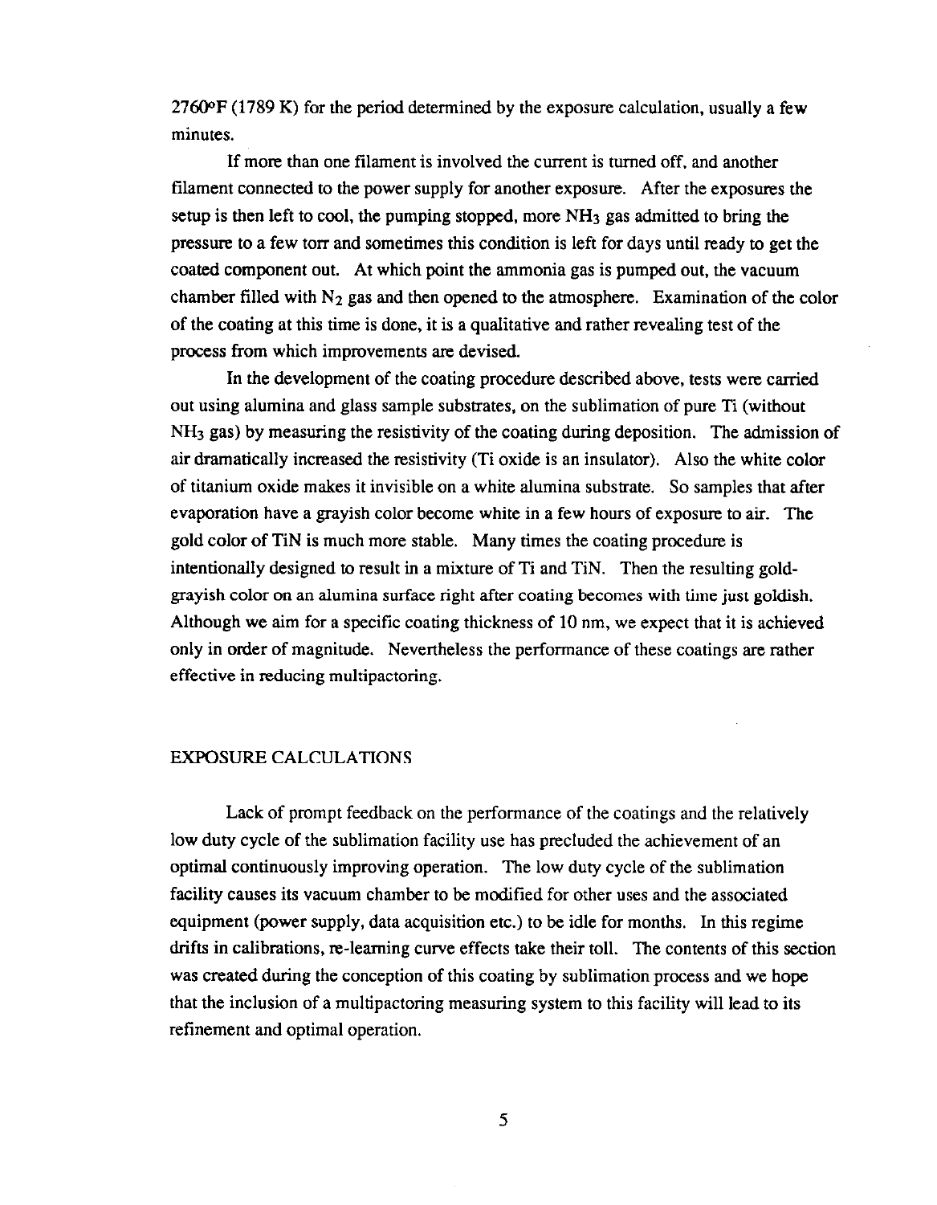2760°F (1789 K) for the period determined by the exposure calculation, usually a few minutes.

If more than one filament is involved the current is turned off, and another filament connected to the power supply for another exposure. After the exposures the setup is then left to cool, the pumping stopped, more $NH_3$ gas admitted to bring the pressure to a few torr and sometimes this condition is left for days until ready to get the coated component out. At which point the ammonia gas is pumped out, the vacuum chamber filled with $N_2$ gas and then opened to the atmosphere. Examination of the color of the coating at this time is done, it is a qualitative and rather revealing test of the process from which improvements are devised.

In the development of the coating procedure described above, tests were carried out using alumina and glass sample substrates, on the sublimation of pure Ti (without $NH_3$ gas) by measuring the resistivity of the coating during deposition. The admission of air dramatically increased the resistivity (Ti oxide is an insulator). Also the white color of titanium oxide makes it invisible on a white alumina substrate. So samples that after evaporation have a grayish color become white in a few hours of exposure to air. The gold color of TiN is much more stable. Many times the coating procedure is intentionally designed to result in a mixture of Ti and TiN. Then the resulting gold-grayish color on an alumina surface right after coating becomes with time just goldish. Although we aim for a specific coating thickness of 10 nm, we expect that it is achieved only in order of magnitude. Nevertheless the performance of these coatings are rather effective in reducing multipactoring.

## EXPOSURE CALCULATIONS

Lack of prompt feedback on the performance of the coatings and the relatively low duty cycle of the sublimation facility use has precluded the achievement of an optimal continuously improving operation. The low duty cycle of the sublimation facility causes its vacuum chamber to be modified for other uses and the associated equipment (power supply, data acquisition etc.) to be idle for months. In this regime drifts in calibrations, re-learning curve effects take their toll. The contents of this section was created during the conception of this coating by sublimation process and we hope that the inclusion of a multipactoring measuring system to this facility will lead to its refinement and optimal operation.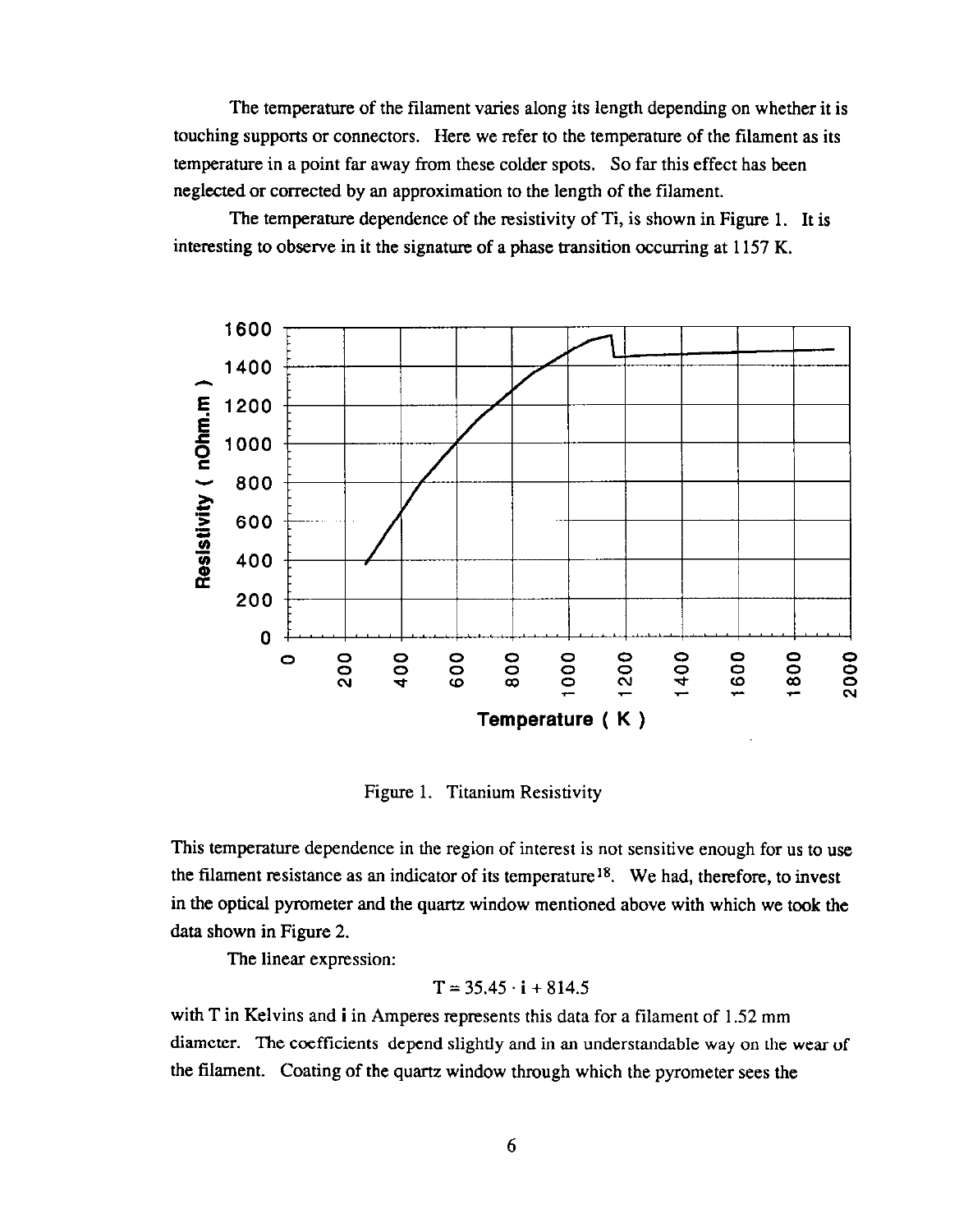The temperature of the filament varies along its length depending on whether it is touching supports or connectors. Here we refer to the temperature of the filament as its temperature in a point far away from these colder spots. So far this effect has been neglected or corrected by an approximation to the length of the filament.

The temperature dependence of the resistivity of Ti, is shown in Figure 1. It is interesting to observe in it the signature of a phase transition occurring at 1157 K.

Figure 1. Titanium Resistivity

This temperature dependence in the region of interest is not sensitive enough for us to use the filament resistance as an indicator of its temperature[18]. We had, therefore, to invest in the optical pyrometer and the quartz window mentioned above with which we took the data shown in Figure 2.

The linear expression:

$$T = 35.45 \cdot \mathbf{i} + 814.5$$

with T in Kelvins and **i** in Amperes represents this data for a filament of 1.52 mm diameter. The coefficients depend slightly and in an understandable way on the wear of the filament. Coating of the quartz window through which the pyrometer sees the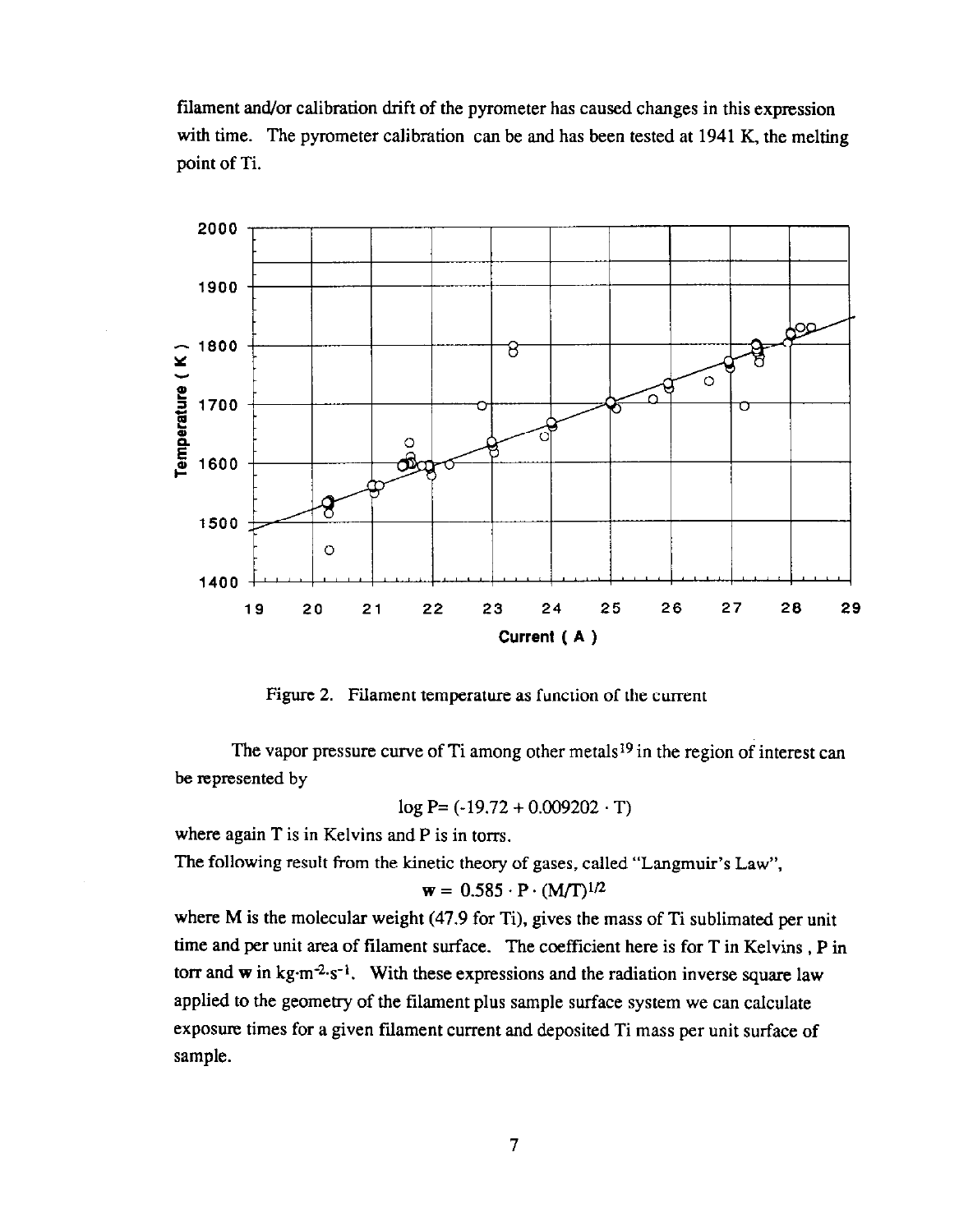filament and/or calibration drift of the pyrometer has caused changes in this expression with time. The pyrometer calibration can be and has been tested at 1941 K, the melting point of Ti.

Figure 2. Filament temperature as function of the current

The vapor pressure curve of Ti among other metals[19] in the region of interest can be represented by

$$\log P = (-19.72 + 0.009202 \cdot T)$$

where again T is in Kelvins and P is in torrs.

The following result from the kinetic theory of gases, called "Langmuir's Law",

$$\mathbf{w} = 0.585 \cdot P \cdot (M/T)^{1/2}$$

where M is the molecular weight (47.9 for Ti), gives the mass of Ti sublimated per unit time and per unit area of filament surface. The coefficient here is for T in Kelvins , P in torr and **w** in $kg \cdot m^{-2} \cdot s^{-1}$. With these expressions and the radiation inverse square law applied to the geometry of the filament plus sample surface system we can calculate exposure times for a given filament current and deposited Ti mass per unit surface of sample.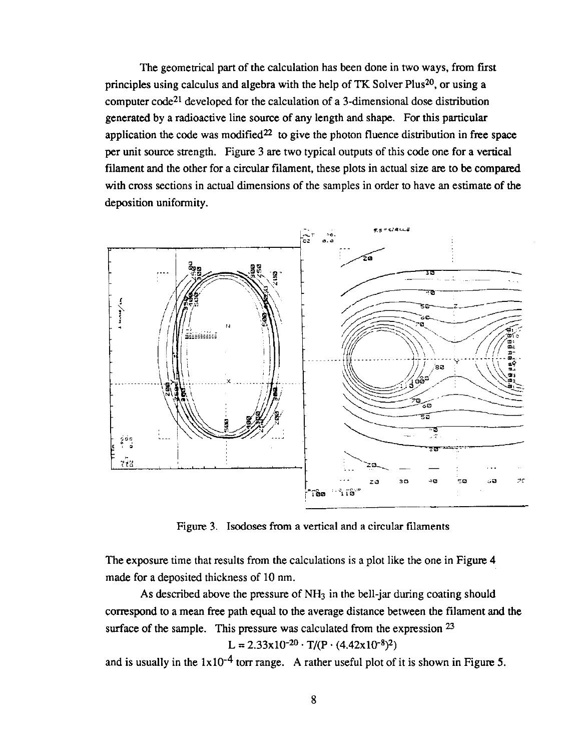The geometrical part of the calculation has been done in two ways, from first principles using calculus and algebra with the help of TK Solver Plus[20], or using a computer code[21] developed for the calculation of a 3-dimensional dose distribution generated by a radioactive line source of any length and shape. For this particular application the code was modified[22] to give the photon fluence distribution in free space per unit source strength. Figure 3 are two typical outputs of this code one for a vertical filament and the other for a circular filament, these plots in actual size are to be compared with cross sections in actual dimensions of the samples in order to have an estimate of the deposition uniformity.

Figure 3. Isodoses from a vertical and a circular filaments

The exposure time that results from the calculations is a plot like the one in Figure 4 made for a deposited thickness of 10 nm.

As described above the pressure of $NH_3$ in the bell-jar during coating should correspond to a mean free path equal to the average distance between the filament and the surface of the sample. This pressure was calculated from the expression [23]

$$L = 2.33\times10^{-20} \cdot T/(P \cdot (4.42\times10^{-8})^2)$$

and is usually in the $1\times10^{-4}$ torr range. A rather useful plot of it is shown in Figure 5.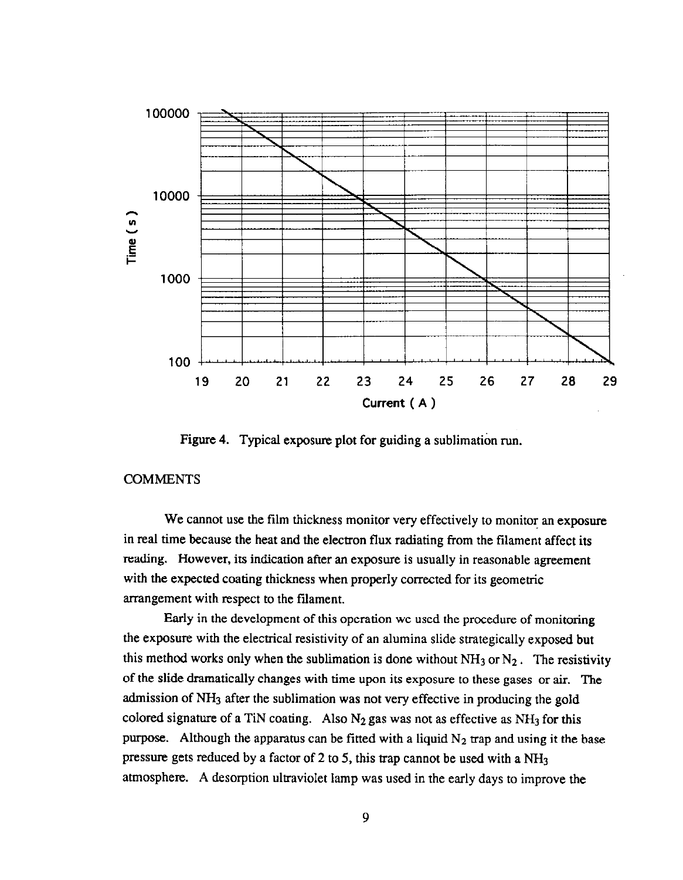Figure 4. Typical exposure plot for guiding a sublimation run.

COMMENTS

We cannot use the film thickness monitor very effectively to monitor an exposure in real time because the heat and the electron flux radiating from the filament affect its reading. However, its indication after an exposure is usually in reasonable agreement with the expected coating thickness when properly corrected for its geometric arrangement with respect to the filament.

Early in the development of this operation we used the procedure of monitoring the exposure with the electrical resistivity of an alumina slide strategically exposed but this method works only when the sublimation is done without $NH_3$ or $N_2$. The resistivity of the slide dramatically changes with time upon its exposure to these gases or air. The admission of $NH_3$ after the sublimation was not very effective in producing the gold colored signature of a TiN coating. Also $N_2$ gas was not as effective as $NH_3$ for this purpose. Although the apparatus can be fitted with a liquid $N_2$ trap and using it the base pressure gets reduced by a factor of 2 to 5, this trap cannot be used with a $NH_3$ atmosphere. A desorption ultraviolet lamp was used in the early days to improve the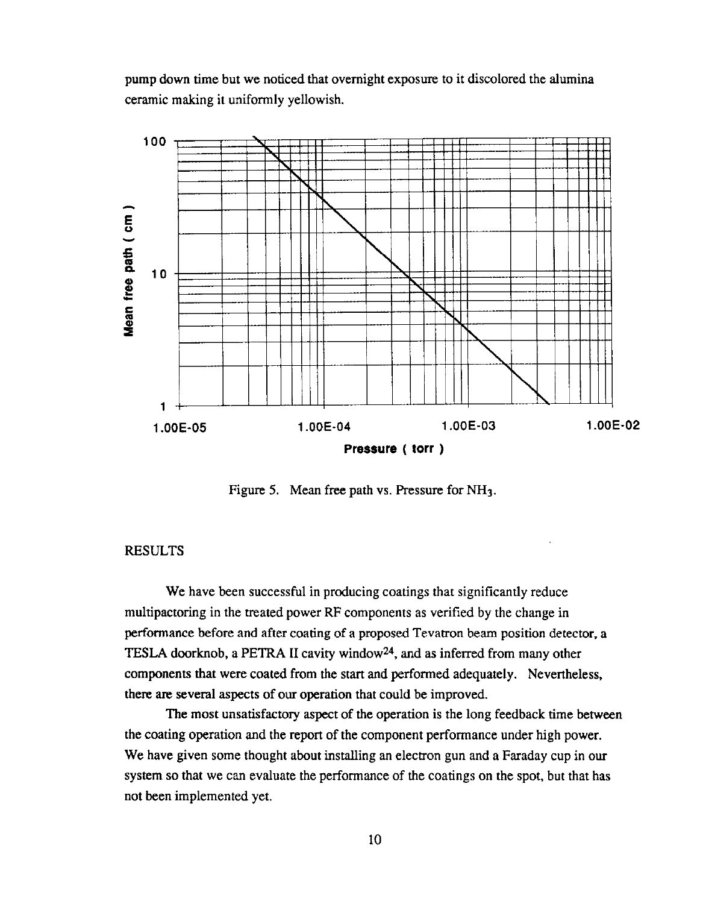pump down time but we noticed that overnight exposure to it discolored the alumina ceramic making it uniformly yellowish.

Figure 5. Mean free path vs. Pressure for $NH_3$.

## RESULTS

We have been successful in producing coatings that significantly reduce multipactoring in the treated power RF components as verified by the change in performance before and after coating of a proposed Tevatron beam position detector, a TESLA doorknob, a PETRA II cavity window[24], and as inferred from many other components that were coated from the start and performed adequately. Nevertheless, there are several aspects of our operation that could be improved.

The most unsatisfactory aspect of the operation is the long feedback time between the coating operation and the report of the component performance under high power. We have given some thought about installing an electron gun and a Faraday cup in our system so that we can evaluate the performance of the coatings on the spot, but that has not been implemented yet.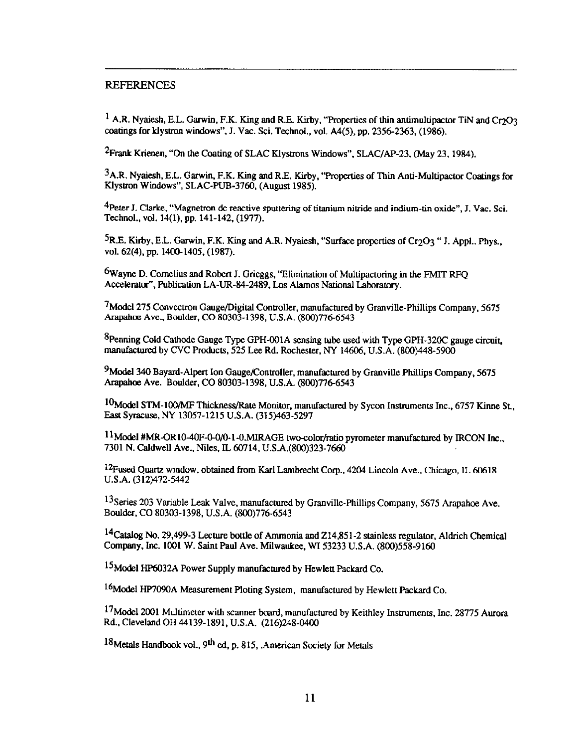## REFERENCES

[1] A.R. Nyaiesh, E.L. Garwin, F.K. King and R.E. Kirby, "Properties of thin antimultipactor TiN and $Cr_2O_3$ coatings for klystron windows", J. Vac. Sci. Technol., vol. A4(5), pp. 2356-2363, (1986).

[2] Frank Krienen, "On the Coating of SLAC Klystrons Windows", SLAC/AP-23, (May 23, 1984).

[3] A.R. Nyaiesh, E.L. Garwin, F.K. King and R.E. Kirby, "Properties of Thin Anti-Multipactor Coatings for Klystron Windows", SLAC-PUB-3760, (August 1985).

[4] Peter J. Clarke, "Magnetron dc reactive sputtering of titanium nitride and indium-tin oxide", J. Vac. Sci. Technol., vol. 14(1), pp. 141-142, (1977).

[5] R.E. Kirby, E.L. Garwin, F.K. King and A.R. Nyaiesh, "Surface properties of $Cr_2O_3$ " J. Appl.. Phys., vol. 62(4), pp. 1400-1405, (1987).

[6] Wayne D. Cornelius and Robert J. Grieggs, "Elimination of Multipactoring in the FMIT RFQ Accelerator", Publication LA-UR-84-2489, Los Alamos National Laboratory.

[7] Model 275 Convectron Gauge/Digital Controller, manufactured by Granville-Phillips Company, 5675 Arapahoe Ave., Boulder, CO 80303-1398, U.S.A. (800)776-6543

[8] Penning Cold Cathode Gauge Type GPH-001A sensing tube used with Type GPH-320C gauge circuit, manufactured by CVC Products, 525 Lee Rd. Rochester, NY 14606, U.S.A. (800)448-5900

[9] Model 340 Bayard-Alpert Ion Gauge/Controller, manufactured by Granville Phillips Company, 5675 Arapahoe Ave. Boulder, CO 80303-1398, U.S.A. (800)776-6543

[10] Model STM-100/MF Thickness/Rate Monitor, manufactured by Sycon Instruments Inc., 6757 Kinne St., East Syracuse, NY 13057-1215 U.S.A. (315)463-5297

[11] Model #MR-OR10-40F-0-0/0-1-0.MIRAGE two-color/ratio pyrometer manufactured by IRCON Inc., 7301 N. Caldwell Ave., Niles, IL 60714, U.S.A.(800)323-7660

[12] Fused Quartz window, obtained from Karl Lambrecht Corp., 4204 Lincoln Ave., Chicago, IL 60618 U.S.A. (312)472-5442

[13] Series 203 Variable Leak Valve, manufactured by Granville-Phillips Company, 5675 Arapahoe Ave. Boulder, CO 80303-1398, U.S.A. (800)776-6543

[14] Catalog No. 29,499-3 Lecture bottle of Ammonia and Z14,851-2 stainless regulator, Aldrich Chemical Company, Inc. 1001 W. Saint Paul Ave. Milwaukee, WI 53233 U.S.A. (800)558-9160

[15] Model HP6032A Power Supply manufactured by Hewlett Packard Co.

[16] Model HP7090A Measurement Ploting System, manufactured by Hewlett Packard Co.

[17] Model 2001 Multimeter with scanner board, manufactured by Keithley Instruments, Inc. 28775 Aurora Rd., Cleveland OH 44139-1891, U.S.A. (216)248-0400

[18] Metals Handbook vol., 9th ed, p. 815, .American Society for Metals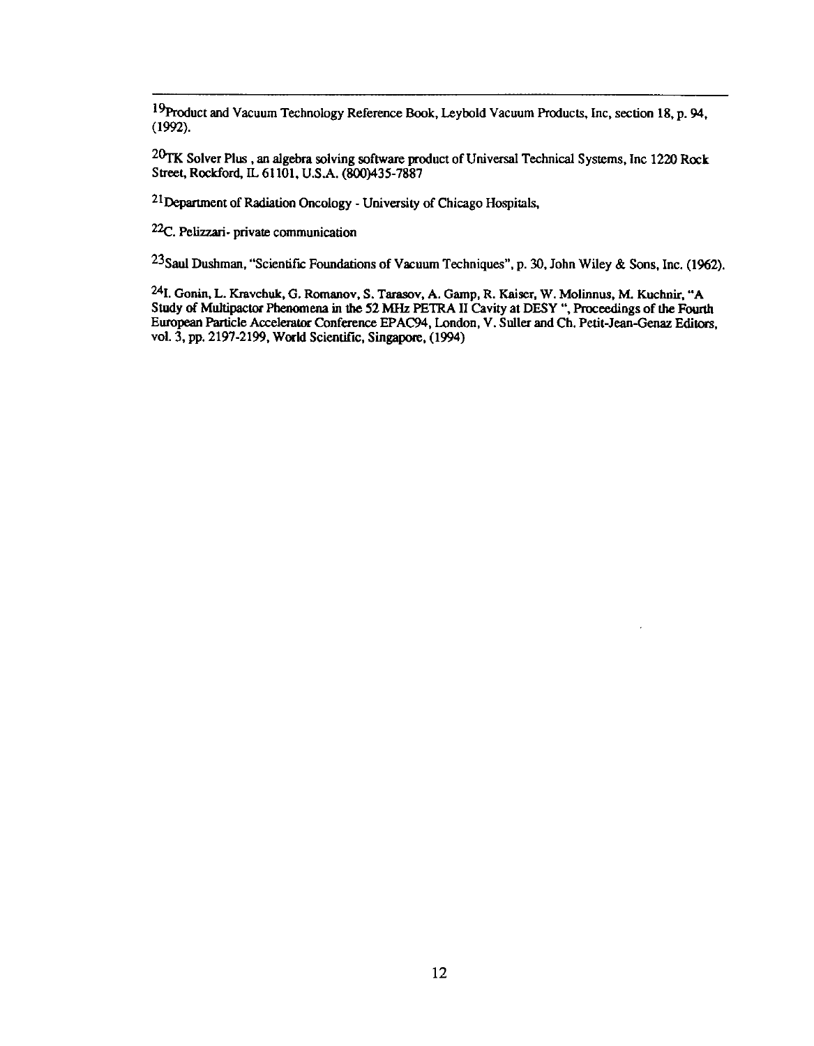---

[19]Product and Vacuum Technology Reference Book, Leybold Vacuum Products, Inc, section 18, p. 94, (1992).

[20]TK Solver Plus , an algebra solving software product of Universal Technical Systems, Inc 1220 Rock Street, Rockford, IL 61101, U.S.A. (800)435-7887

[21]Department of Radiation Oncology - University of Chicago Hospitals,

[22]C. Pelizzari- private communication

[23]Saul Dushman, "Scientific Foundations of Vacuum Techniques", p. 30, John Wiley & Sons, Inc. (1962).

[24]I. Gonin, L. Kravchuk, G. Romanov, S. Tarasov, A. Gamp, R. Kaiser, W. Molinnus, M. Kuchnir, "A Study of Multipactor Phenomena in the 52 MHz PETRA II Cavity at DESY ", Proceedings of the Fourth European Particle Accelerator Conference EPAC94, London, V. Suller and Ch. Petit-Jean-Genaz Editors, vol. 3, pp. 2197-2199, World Scientific, Singapore, (1994)